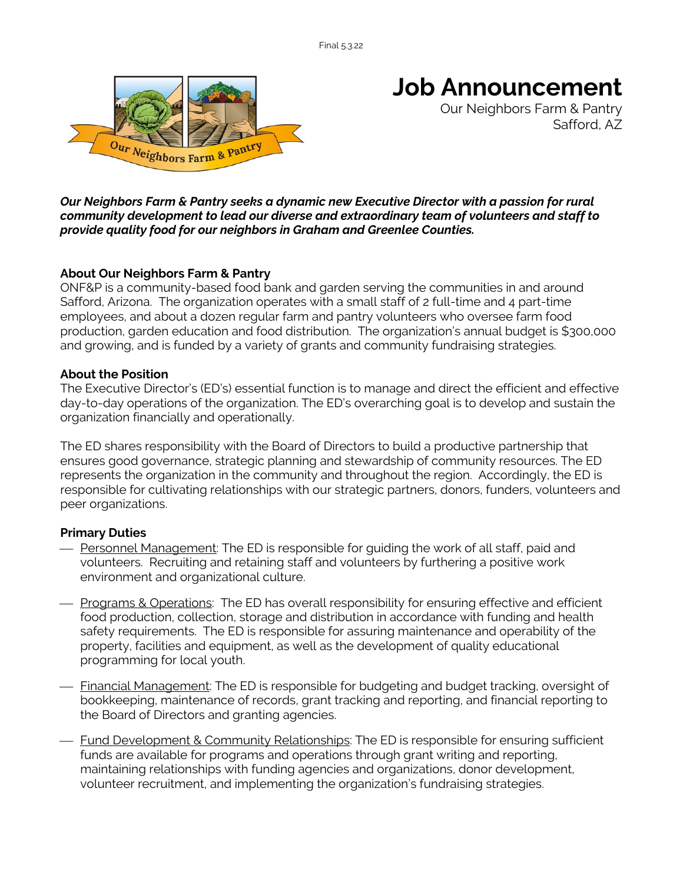Final 5.3.22

# Job Announcement

Our Neighbors Farm & Pantry
Safford, AZ

***Our Neighbors Farm & Pantry seeks a dynamic new Executive Director with a passion for rural community development to lead our diverse and extraordinary team of volunteers and staff to provide quality food for our neighbors in Graham and Greenlee Counties.***

**About Our Neighbors Farm & Pantry**

ONF&P is a community-based food bank and garden serving the communities in and around Safford, Arizona. The organization operates with a small staff of 2 full-time and 4 part-time employees, and about a dozen regular farm and pantry volunteers who oversee farm food production, garden education and food distribution. The organization's annual budget is $300,000 and growing, and is funded by a variety of grants and community fundraising strategies.

**About the Position**

The Executive Director's (ED's) essential function is to manage and direct the efficient and effective day-to-day operations of the organization. The ED's overarching goal is to develop and sustain the organization financially and operationally.

The ED shares responsibility with the Board of Directors to build a productive partnership that ensures good governance, strategic planning and stewardship of community resources. The ED represents the organization in the community and throughout the region. Accordingly, the ED is responsible for cultivating relationships with our strategic partners, donors, funders, volunteers and peer organizations.

**Primary Duties**

- Personnel Management: The ED is responsible for guiding the work of all staff, paid and volunteers. Recruiting and retaining staff and volunteers by furthering a positive work environment and organizational culture.
- Programs & Operations: The ED has overall responsibility for ensuring effective and efficient food production, collection, storage and distribution in accordance with funding and health safety requirements. The ED is responsible for assuring maintenance and operability of the property, facilities and equipment, as well as the development of quality educational programming for local youth.
- Financial Management: The ED is responsible for budgeting and budget tracking, oversight of bookkeeping, maintenance of records, grant tracking and reporting, and financial reporting to the Board of Directors and granting agencies.
- Fund Development & Community Relationships: The ED is responsible for ensuring sufficient funds are available for programs and operations through grant writing and reporting, maintaining relationships with funding agencies and organizations, donor development, volunteer recruitment, and implementing the organization's fundraising strategies.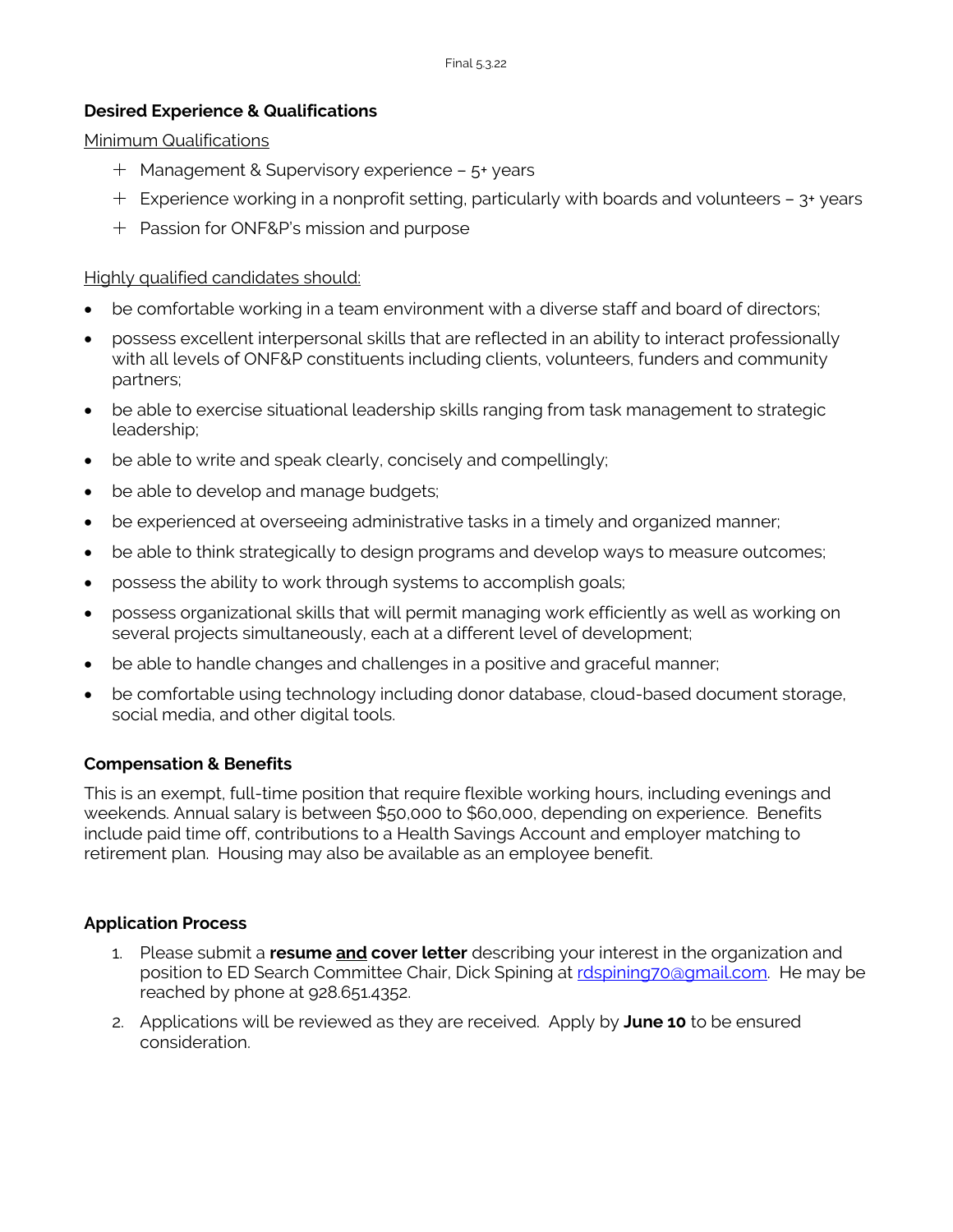### Desired Experience & Qualifications

Minimum Qualifications

- Management & Supervisory experience – 5+ years
- Experience working in a nonprofit setting, particularly with boards and volunteers – 3+ years
- Passion for ONF&P's mission and purpose

Highly qualified candidates should:

- be comfortable working in a team environment with a diverse staff and board of directors;
- possess excellent interpersonal skills that are reflected in an ability to interact professionally with all levels of ONF&P constituents including clients, volunteers, funders and community partners;
- be able to exercise situational leadership skills ranging from task management to strategic leadership;
- be able to write and speak clearly, concisely and compellingly;
- be able to develop and manage budgets;
- be experienced at overseeing administrative tasks in a timely and organized manner;
- be able to think strategically to design programs and develop ways to measure outcomes;
- possess the ability to work through systems to accomplish goals;
- possess organizational skills that will permit managing work efficiently as well as working on several projects simultaneously, each at a different level of development;
- be able to handle changes and challenges in a positive and graceful manner;
- be comfortable using technology including donor database, cloud-based document storage, social media, and other digital tools.

### Compensation & Benefits

This is an exempt, full-time position that require flexible working hours, including evenings and weekends. Annual salary is between $50,000 to $60,000, depending on experience. Benefits include paid time off, contributions to a Health Savings Account and employer matching to retirement plan. Housing may also be available as an employee benefit.

### Application Process

1. Please submit a **resume and cover letter** describing your interest in the organization and position to ED Search Committee Chair, Dick Spining at rdspining70@gmail.com. He may be reached by phone at 928.651.4352.
2. Applications will be reviewed as they are received. Apply by **June 10** to be ensured consideration.